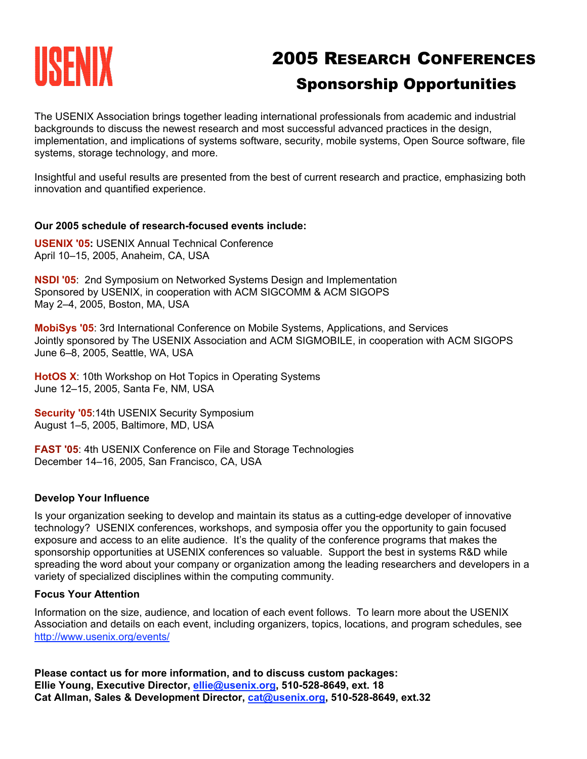# USENIX

# 2005 Research Conferences

## Sponsorship Opportunities

The USENIX Association brings together leading international professionals from academic and industrial backgrounds to discuss the newest research and most successful advanced practices in the design, implementation, and implications of systems software, security, mobile systems, Open Source software, file systems, storage technology, and more.

Insightful and useful results are presented from the best of current research and practice, emphasizing both innovation and quantified experience.

**Our 2005 schedule of research-focused events include:**

**USENIX '05:** USENIX Annual Technical Conference
April 10–15, 2005, Anaheim, CA, USA

**NSDI '05**: 2nd Symposium on Networked Systems Design and Implementation
Sponsored by USENIX, in cooperation with ACM SIGCOMM & ACM SIGOPS
May 2–4, 2005, Boston, MA, USA

**MobiSys '05**: 3rd International Conference on Mobile Systems, Applications, and Services
Jointly sponsored by The USENIX Association and ACM SIGMOBILE, in cooperation with ACM SIGOPS
June 6–8, 2005, Seattle, WA, USA

**HotOS X**: 10th Workshop on Hot Topics in Operating Systems
June 12–15, 2005, Santa Fe, NM, USA

**Security '05**:14th USENIX Security Symposium
August 1–5, 2005, Baltimore, MD, USA

**FAST '05**: 4th USENIX Conference on File and Storage Technologies
December 14–16, 2005, San Francisco, CA, USA

### Develop Your Influence

Is your organization seeking to develop and maintain its status as a cutting-edge developer of innovative technology? USENIX conferences, workshops, and symposia offer you the opportunity to gain focused exposure and access to an elite audience. It's the quality of the conference programs that makes the sponsorship opportunities at USENIX conferences so valuable. Support the best in systems R&D while spreading the word about your company or organization among the leading researchers and developers in a variety of specialized disciplines within the computing community.

### Focus Your Attention

Information on the size, audience, and location of each event follows. To learn more about the USENIX Association and details on each event, including organizers, topics, locations, and program schedules, see http://www.usenix.org/events/

**Please contact us for more information, and to discuss custom packages:**
**Ellie Young, Executive Director, ellie@usenix.org, 510-528-8649, ext. 18**
**Cat Allman, Sales & Development Director, cat@usenix.org, 510-528-8649, ext.32**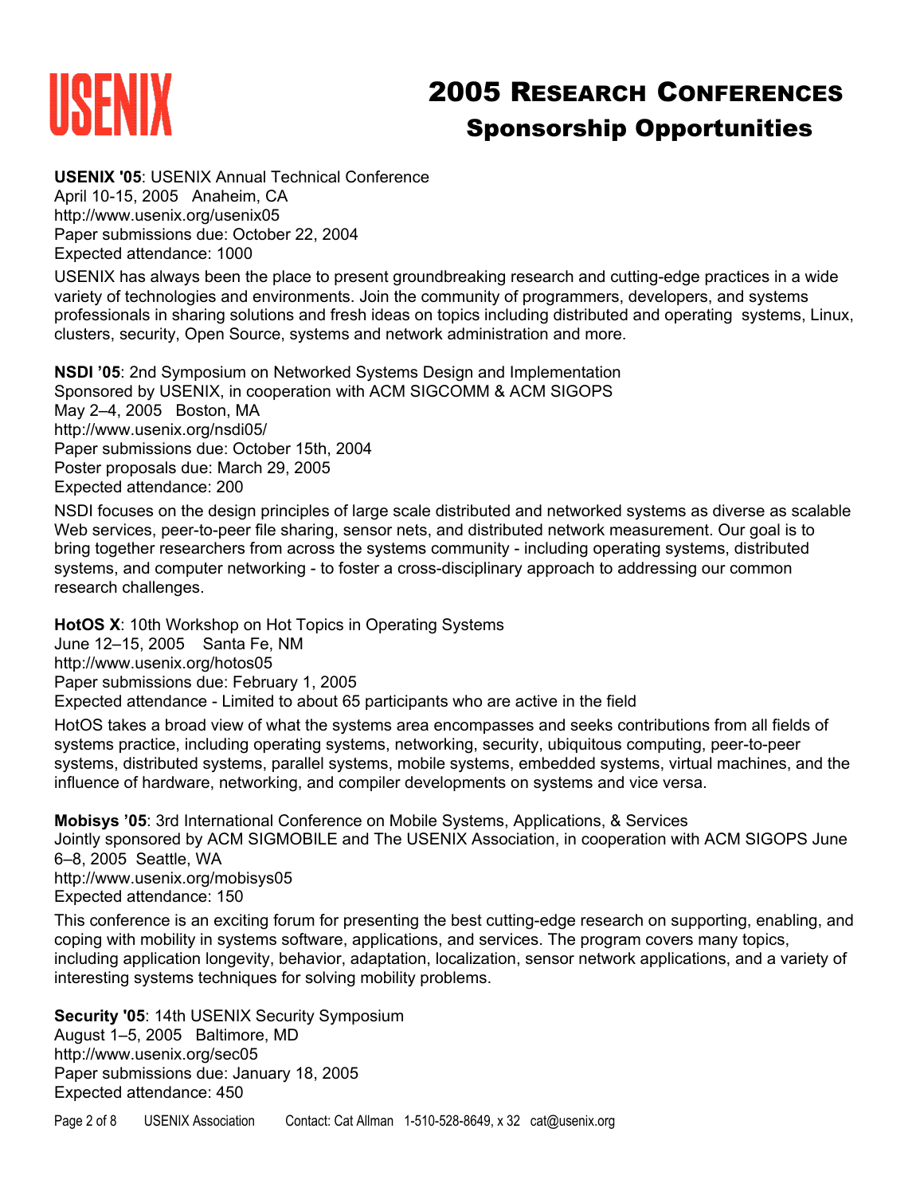USENIX

# 2005 Research Conferences

## Sponsorship Opportunities

**USENIX '05**: USENIX Annual Technical Conference
April 10-15, 2005 Anaheim, CA
http://www.usenix.org/usenix05
Paper submissions due: October 22, 2004
Expected attendance: 1000

USENIX has always been the place to present groundbreaking research and cutting-edge practices in a wide variety of technologies and environments. Join the community of programmers, developers, and systems professionals in sharing solutions and fresh ideas on topics including distributed and operating systems, Linux, clusters, security, Open Source, systems and network administration and more.

**NSDI '05**: 2nd Symposium on Networked Systems Design and Implementation
Sponsored by USENIX, in cooperation with ACM SIGCOMM & ACM SIGOPS
May 2–4, 2005 Boston, MA
http://www.usenix.org/nsdi05/
Paper submissions due: October 15th, 2004
Poster proposals due: March 29, 2005
Expected attendance: 200

NSDI focuses on the design principles of large scale distributed and networked systems as diverse as scalable Web services, peer-to-peer file sharing, sensor nets, and distributed network measurement. Our goal is to bring together researchers from across the systems community - including operating systems, distributed systems, and computer networking - to foster a cross-disciplinary approach to addressing our common research challenges.

**HotOS X**: 10th Workshop on Hot Topics in Operating Systems
June 12–15, 2005 Santa Fe, NM
http://www.usenix.org/hotos05
Paper submissions due: February 1, 2005
Expected attendance - Limited to about 65 participants who are active in the field

HotOS takes a broad view of what the systems area encompasses and seeks contributions from all fields of systems practice, including operating systems, networking, security, ubiquitous computing, peer-to-peer systems, distributed systems, parallel systems, mobile systems, embedded systems, virtual machines, and the influence of hardware, networking, and compiler developments on systems and vice versa.

**Mobisys '05**: 3rd International Conference on Mobile Systems, Applications, & Services
Jointly sponsored by ACM SIGMOBILE and The USENIX Association, in cooperation with ACM SIGOPS June 6–8, 2005 Seattle, WA
http://www.usenix.org/mobisys05
Expected attendance: 150

This conference is an exciting forum for presenting the best cutting-edge research on supporting, enabling, and coping with mobility in systems software, applications, and services. The program covers many topics, including application longevity, behavior, adaptation, localization, sensor network applications, and a variety of interesting systems techniques for solving mobility problems.

**Security '05**: 14th USENIX Security Symposium
August 1–5, 2005 Baltimore, MD
http://www.usenix.org/sec05
Paper submissions due: January 18, 2005
Expected attendance: 450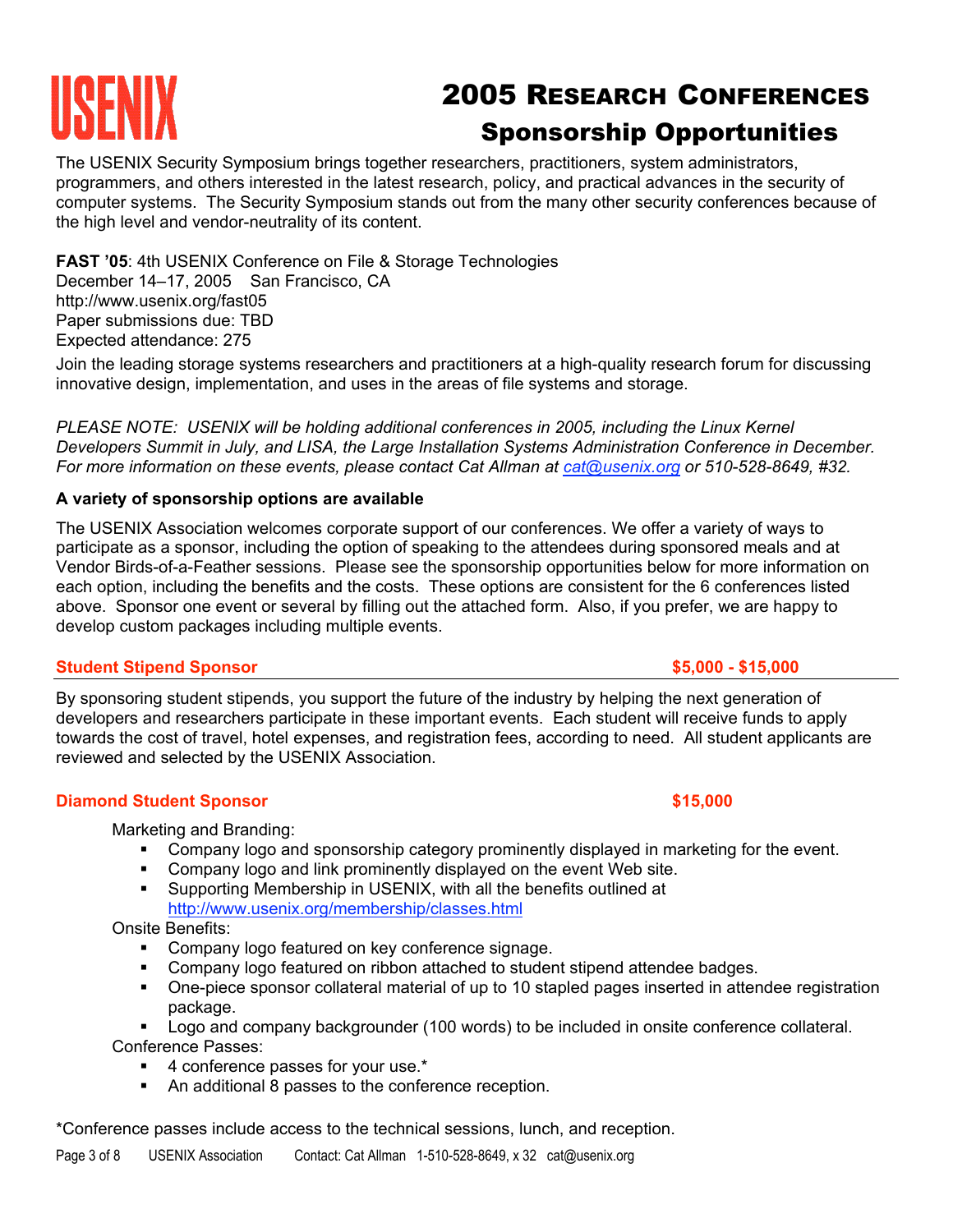# USENIX

## 2005 Research Conferences

## Sponsorship Opportunities

The USENIX Security Symposium brings together researchers, practitioners, system administrators, programmers, and others interested in the latest research, policy, and practical advances in the security of computer systems. The Security Symposium stands out from the many other security conferences because of the high level and vendor-neutrality of its content.

**FAST '05**: 4th USENIX Conference on File & Storage Technologies
December 14–17, 2005 San Francisco, CA
http://www.usenix.org/fast05
Paper submissions due: TBD
Expected attendance: 275

Join the leading storage systems researchers and practitioners at a high-quality research forum for discussing innovative design, implementation, and uses in the areas of file systems and storage.

*PLEASE NOTE: USENIX will be holding additional conferences in 2005, including the Linux Kernel Developers Summit in July, and LISA, the Large Installation Systems Administration Conference in December. For more information on these events, please contact Cat Allman at cat@usenix.org or 510-528-8649, #32.*

### A variety of sponsorship options are available

The USENIX Association welcomes corporate support of our conferences. We offer a variety of ways to participate as a sponsor, including the option of speaking to the attendees during sponsored meals and at Vendor Birds-of-a-Feather sessions. Please see the sponsorship opportunities below for more information on each option, including the benefits and the costs. These options are consistent for the 6 conferences listed above. Sponsor one event or several by filling out the attached form. Also, if you prefer, we are happy to develop custom packages including multiple events.

### Student Stipend Sponsor — $5,000 - $15,000

By sponsoring student stipends, you support the future of the industry by helping the next generation of developers and researchers participate in these important events. Each student will receive funds to apply towards the cost of travel, hotel expenses, and registration fees, according to need. All student applicants are reviewed and selected by the USENIX Association.

### Diamond Student Sponsor — $15,000

Marketing and Branding:

- Company logo and sponsorship category prominently displayed in marketing for the event.
- Company logo and link prominently displayed on the event Web site.
- Supporting Membership in USENIX, with all the benefits outlined at http://www.usenix.org/membership/classes.html

Onsite Benefits:

- Company logo featured on key conference signage.
- Company logo featured on ribbon attached to student stipend attendee badges.
- One-piece sponsor collateral material of up to 10 stapled pages inserted in attendee registration package.
- Logo and company backgrounder (100 words) to be included in onsite conference collateral.

Conference Passes:

- 4 conference passes for your use.*
- An additional 8 passes to the conference reception.

*Conference passes include access to the technical sessions, lunch, and reception.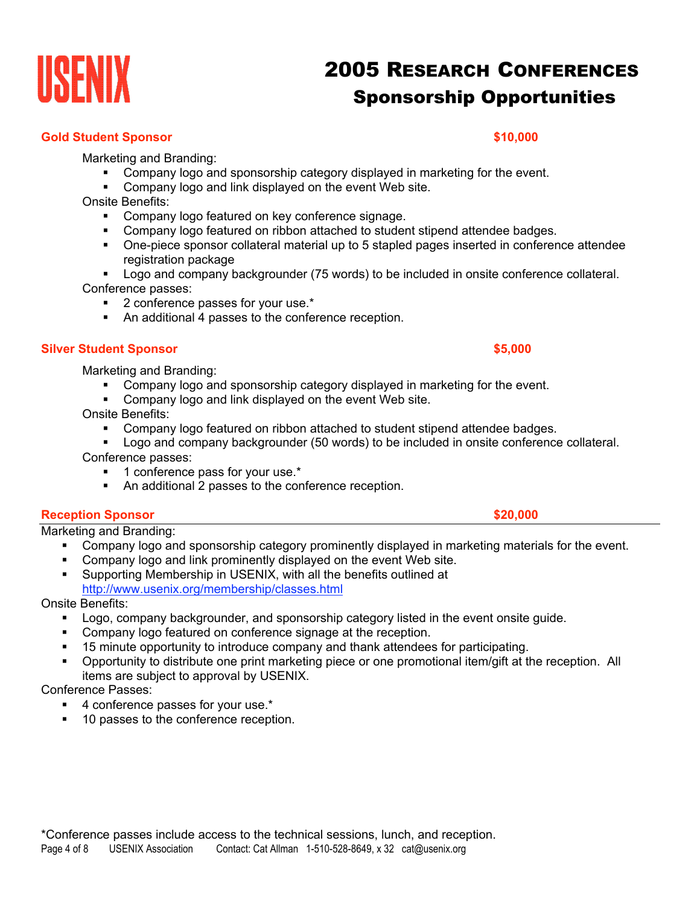USENIX

# 2005 Research Conferences
## Sponsorship Opportunities

### Gold Student Sponsor — $10,000

Marketing and Branding:

- Company logo and sponsorship category displayed in marketing for the event.
- Company logo and link displayed on the event Web site.

Onsite Benefits:

- Company logo featured on key conference signage.
- Company logo featured on ribbon attached to student stipend attendee badges.
- One-piece sponsor collateral material up to 5 stapled pages inserted in conference attendee registration package
- Logo and company backgrounder (75 words) to be included in onsite conference collateral.

Conference passes:

- 2 conference passes for your use.*
- An additional 4 passes to the conference reception.

### Silver Student Sponsor — $5,000

Marketing and Branding:

- Company logo and sponsorship category displayed in marketing for the event.
- Company logo and link displayed on the event Web site.

Onsite Benefits:

- Company logo featured on ribbon attached to student stipend attendee badges.
- Logo and company backgrounder (50 words) to be included in onsite conference collateral.

Conference passes:

- 1 conference pass for your use.*
- An additional 2 passes to the conference reception.

### Reception Sponsor — $20,000

Marketing and Branding:

- Company logo and sponsorship category prominently displayed in marketing materials for the event.
- Company logo and link prominently displayed on the event Web site.
- Supporting Membership in USENIX, with all the benefits outlined at http://www.usenix.org/membership/classes.html

Onsite Benefits:

- Logo, company backgrounder, and sponsorship category listed in the event onsite guide.
- Company logo featured on conference signage at the reception.
- 15 minute opportunity to introduce company and thank attendees for participating.
- Opportunity to distribute one print marketing piece or one promotional item/gift at the reception. All items are subject to approval by USENIX.

Conference Passes:

- 4 conference passes for your use.*
- 10 passes to the conference reception.

*Conference passes include access to the technical sessions, lunch, and reception.

USENIX Association Contact: Cat Allman 1-510-528-8649, x 32 cat@usenix.org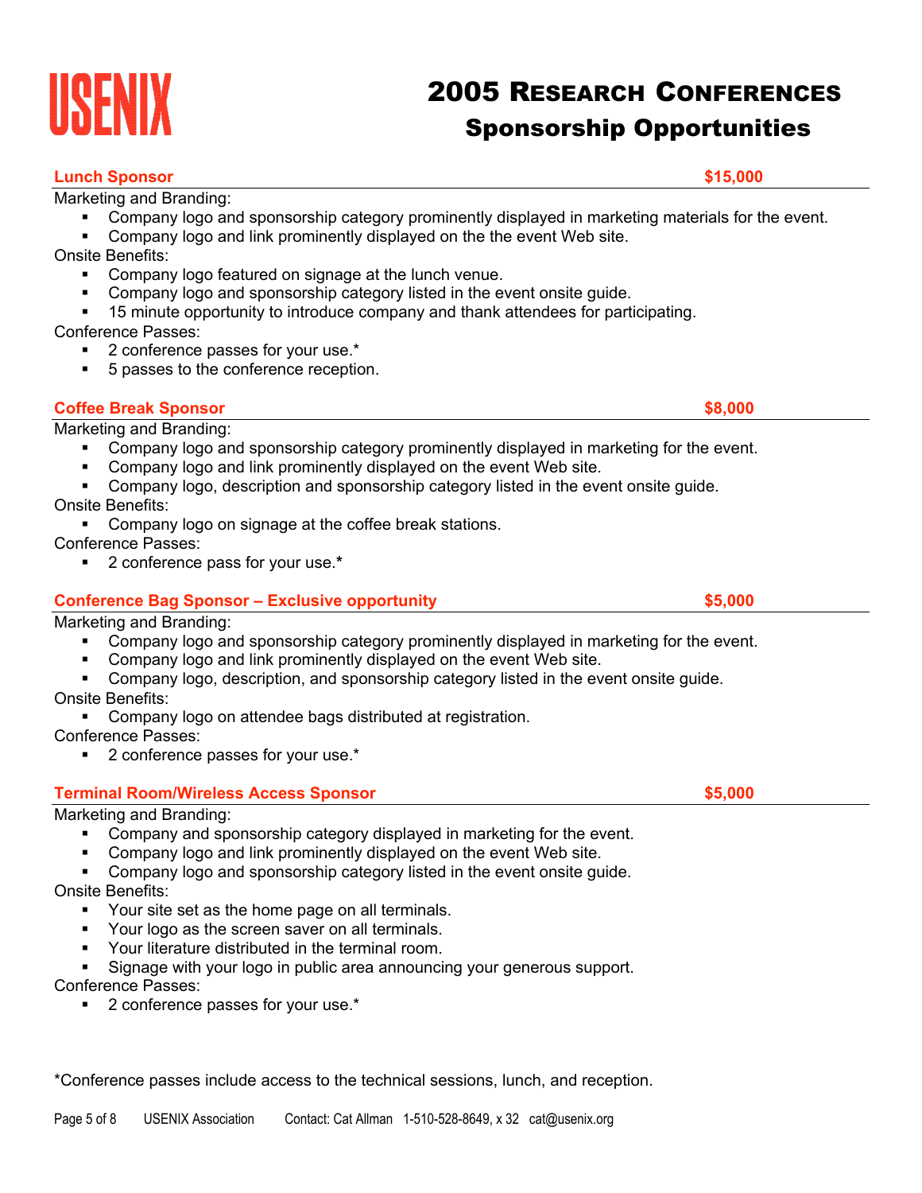USENIX

# 2005 Research Conferences

## Sponsorship Opportunities

### Lunch Sponsor — $15,000

Marketing and Branding:

- Company logo and sponsorship category prominently displayed in marketing materials for the event.
- Company logo and link prominently displayed on the the event Web site.

Onsite Benefits:

- Company logo featured on signage at the lunch venue.
- Company logo and sponsorship category listed in the event onsite guide.
- 15 minute opportunity to introduce company and thank attendees for participating.

Conference Passes:

- 2 conference passes for your use.*
- 5 passes to the conference reception.

### Coffee Break Sponsor — $8,000

Marketing and Branding:

- Company logo and sponsorship category prominently displayed in marketing for the event.
- Company logo and link prominently displayed on the event Web site.
- Company logo, description and sponsorship category listed in the event onsite guide.

Onsite Benefits:

- Company logo on signage at the coffee break stations.

Conference Passes:

- 2 conference pass for your use.**

### Conference Bag Sponsor – Exclusive opportunity — $5,000

Marketing and Branding:

- Company logo and sponsorship category prominently displayed in marketing for the event.
- Company logo and link prominently displayed on the event Web site.
- Company logo, description, and sponsorship category listed in the event onsite guide.

Onsite Benefits:

- Company logo on attendee bags distributed at registration.

Conference Passes:

- 2 conference passes for your use.*

### Terminal Room/Wireless Access Sponsor — $5,000

Marketing and Branding:

- Company and sponsorship category displayed in marketing for the event.
- Company logo and link prominently displayed on the event Web site.
- Company logo and sponsorship category listed in the event onsite guide.

Onsite Benefits:

- Your site set as the home page on all terminals.
- Your logo as the screen saver on all terminals.
- Your literature distributed in the terminal room.
- Signage with your logo in public area announcing your generous support.

Conference Passes:

- 2 conference passes for your use.*

*Conference passes include access to the technical sessions, lunch, and reception.

USENIX Association    Contact: Cat Allman 1-510-528-8649, x 32 cat@usenix.org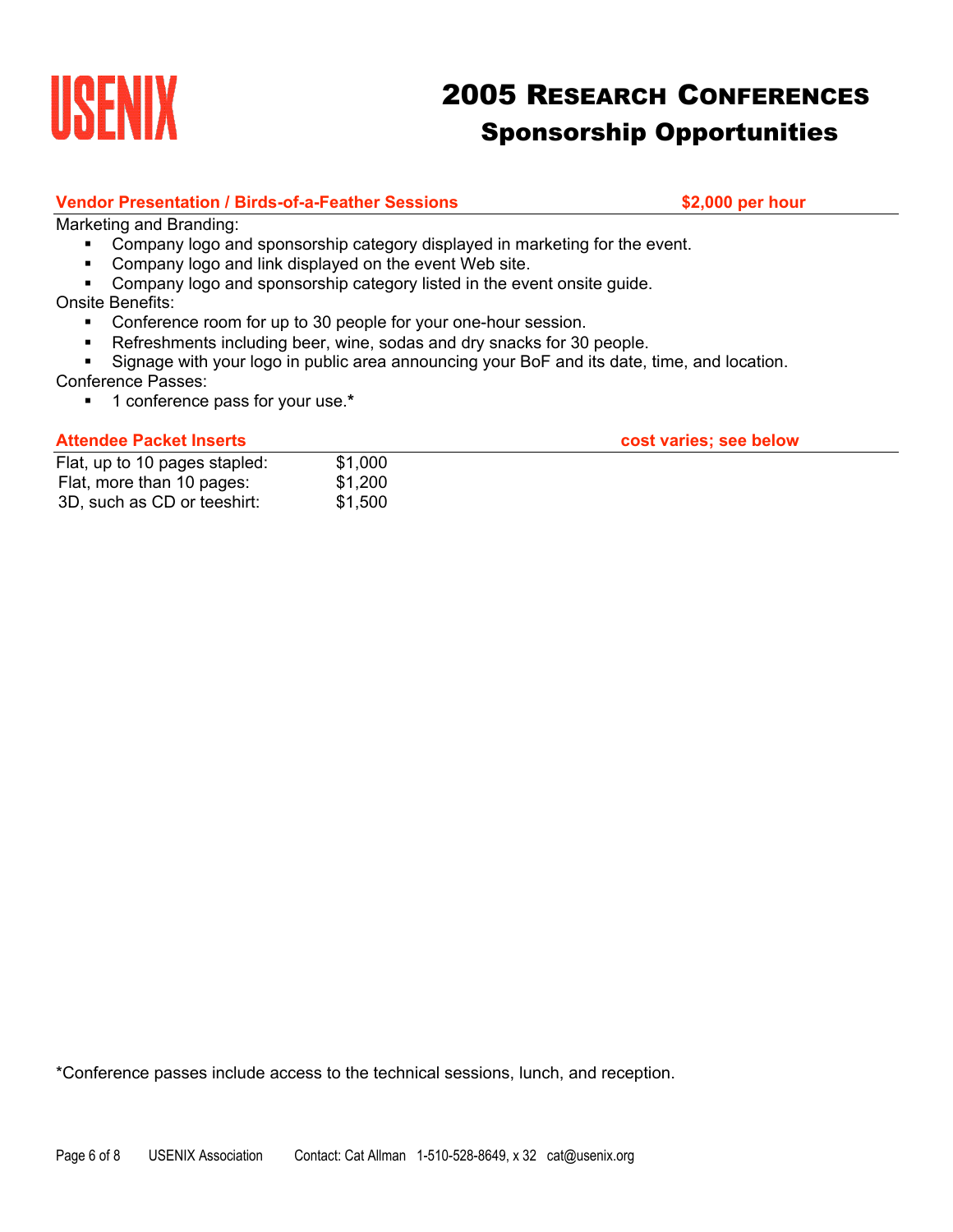# USENIX

# 2005 Research Conferences
## Sponsorship Opportunities

### Vendor Presentation / Birds-of-a-Feather Sessions — $2,000 per hour

Marketing and Branding:

- Company logo and sponsorship category displayed in marketing for the event.
- Company logo and link displayed on the event Web site.
- Company logo and sponsorship category listed in the event onsite guide.

Onsite Benefits:

- Conference room for up to 30 people for your one-hour session.
- Refreshments including beer, wine, sodas and dry snacks for 30 people.
- Signage with your logo in public area announcing your BoF and its date, time, and location.

Conference Passes:

- 1 conference pass for your use.**\***

### Attendee Packet Inserts — cost varies; see below

| | |
|---|---|
| Flat, up to 10 pages stapled: | $1,000 |
| Flat, more than 10 pages: | $1,200 |
| 3D, such as CD or teeshirt: | $1,500 |

*Conference passes include access to the technical sessions, lunch, and reception.

USENIX Association    Contact: Cat Allman   1-510-528-8649, x 32   cat@usenix.org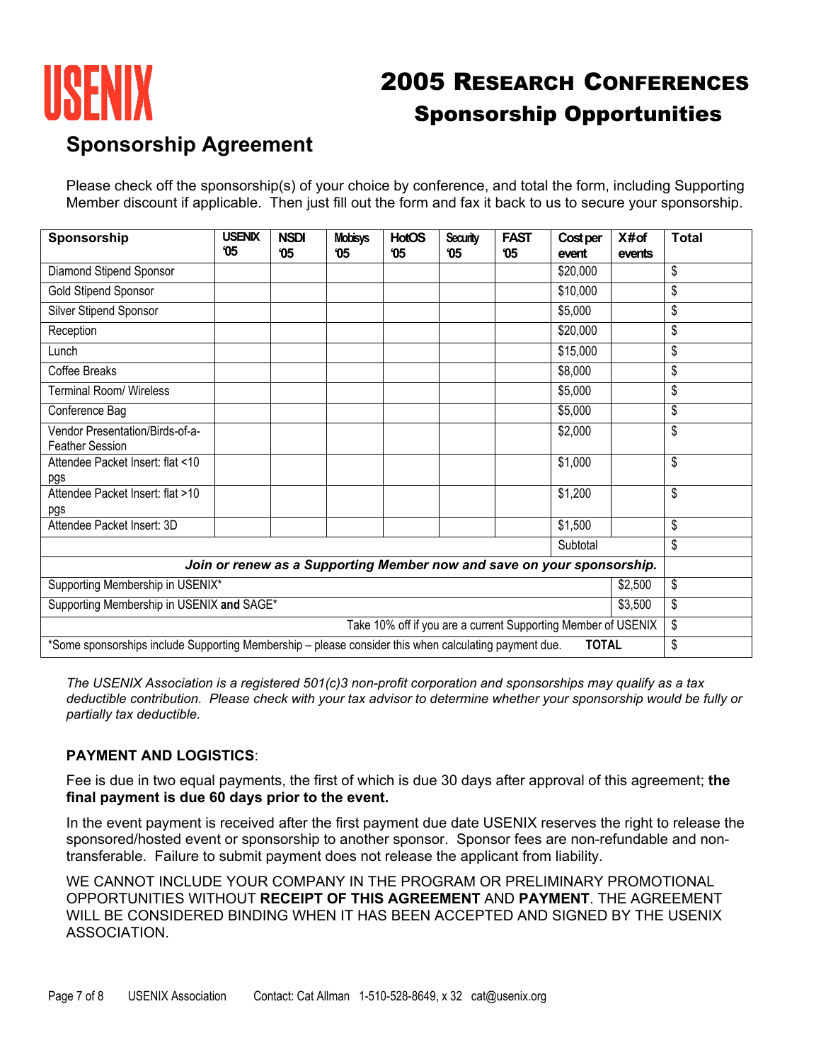# 2005 Research Conferences

## Sponsorship Opportunities

USENIX

## Sponsorship Agreement

Please check off the sponsorship(s) of your choice by conference, and total the form, including Supporting Member discount if applicable. Then just fill out the form and fax it back to us to secure your sponsorship.

| Sponsorship | USENIX '05 | NSDI '05 | Mobisys '05 | HotOS '05 | Security '05 | FAST '05 | Cost per event | X # of events | Total |
|---|---|---|---|---|---|---|---|---|---|
| Diamond Stipend Sponsor | | | | | | | $20,000 | | $ |
| Gold Stipend Sponsor | | | | | | | $10,000 | | $ |
| Silver Stipend Sponsor | | | | | | | $5,000 | | $ |
| Reception | | | | | | | $20,000 | | $ |
| Lunch | | | | | | | $15,000 | | $ |
| Coffee Breaks | | | | | | | $8,000 | | $ |
| Terminal Room/ Wireless | | | | | | | $5,000 | | $ |
| Conference Bag | | | | | | | $5,000 | | $ |
| Vendor Presentation/Birds-of-a-Feather Session | | | | | | | $2,000 | | $ |
| Attendee Packet Insert: flat <10 pgs | | | | | | | $1,000 | | $ |
| Attendee Packet Insert: flat >10 pgs | | | | | | | $1,200 | | $ |
| Attendee Packet Insert: 3D | | | | | | | $1,500 | | $ |
| | | | | | | | Subtotal | | $ |
| ***Join or renew as a Supporting Member now and save on your sponsorship.*** | | | | | | | | | |
| Supporting Membership in USENIX* | | | | | | | | $2,500 | $ |
| Supporting Membership in USENIX **and** SAGE* | | | | | | | | $3,500 | $ |
| Take 10% off if you are a current Supporting Member of USENIX | | | | | | | | | $ |
| *Some sponsorships include Supporting Membership – please consider this when calculating payment due. | | | | | | | | **TOTAL** | $ |

*The USENIX Association is a registered 501(c)3 non-profit corporation and sponsorships may qualify as a tax deductible contribution. Please check with your tax advisor to determine whether your sponsorship would be fully or partially tax deductible.*

**PAYMENT AND LOGISTICS**:

Fee is due in two equal payments, the first of which is due 30 days after approval of this agreement; **the final payment is due 60 days prior to the event.**

In the event payment is received after the first payment due date USENIX reserves the right to release the sponsored/hosted event or sponsorship to another sponsor. Sponsor fees are non-refundable and non-transferable. Failure to submit payment does not release the applicant from liability.

WE CANNOT INCLUDE YOUR COMPANY IN THE PROGRAM OR PRELIMINARY PROMOTIONAL OPPORTUNITIES WITHOUT **RECEIPT OF THIS AGREEMENT** AND **PAYMENT**. THE AGREEMENT WILL BE CONSIDERED BINDING WHEN IT HAS BEEN ACCEPTED AND SIGNED BY THE USENIX ASSOCIATION.

USENIX Association Contact: Cat Allman 1-510-528-8649, x 32 cat@usenix.org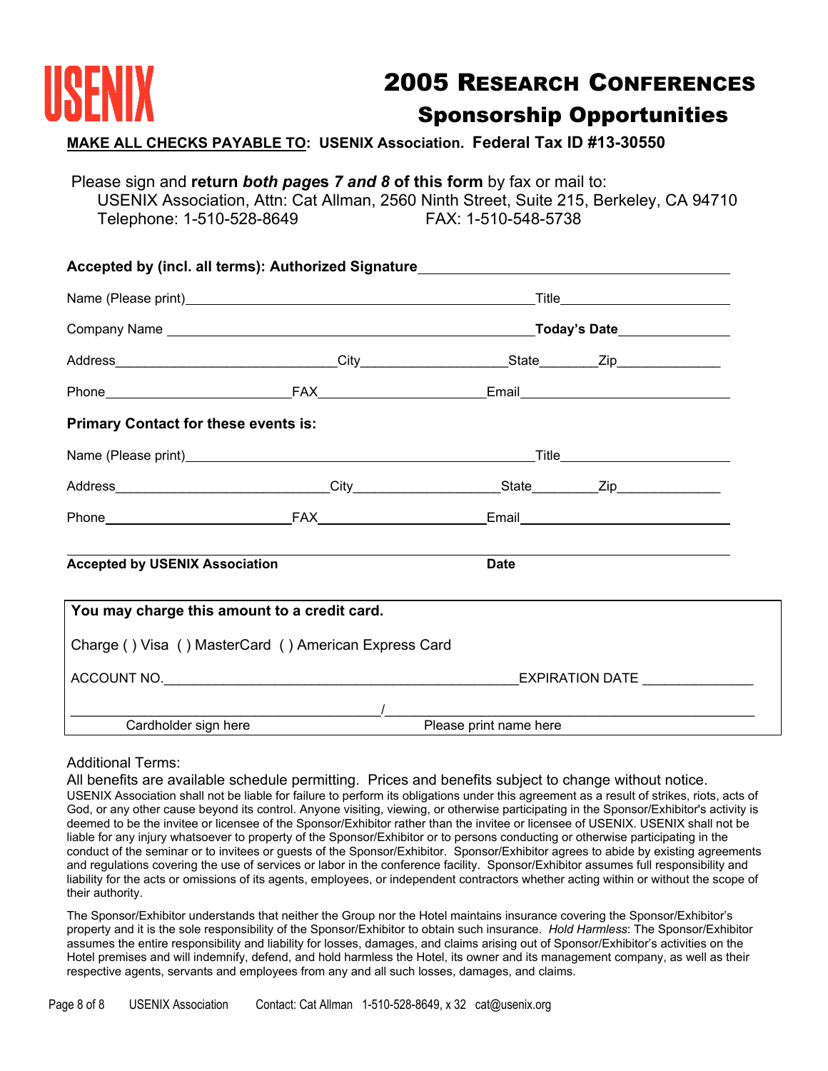USENIX

# 2005 Research Conferences

## Sponsorship Opportunities

**MAKE ALL CHECKS PAYABLE TO: USENIX Association. Federal Tax ID #13-30550**

Please sign and **return *both pages 7 and 8* of this form** by fax or mail to:
USENIX Association, Attn: Cat Allman, 2560 Ninth Street, Suite 215, Berkeley, CA 94710
Telephone: 1-510-528-8649 FAX: 1-510-548-5738

**Accepted by (incl. all terms): Authorized Signature**\_\_\_\_\_\_\_\_\_\_\_\_\_\_\_\_\_\_\_\_\_\_\_\_\_\_\_\_\_\_\_\_\_\_\_\_\_\_

Name (Please print)\_\_\_\_\_\_\_\_\_\_\_\_\_\_\_\_\_\_\_\_\_\_\_\_\_\_\_\_\_\_\_\_\_\_\_\_\_\_\_\_\_\_\_\_Title\_\_\_\_\_\_\_\_\_\_\_\_\_\_\_\_\_\_\_\_\_\_

Company Name \_\_\_\_\_\_\_\_\_\_\_\_\_\_\_\_\_\_\_\_\_\_\_\_\_\_\_\_\_\_\_\_\_\_\_\_\_\_\_\_\_\_\_\_\_\_**Today's Date**\_\_\_\_\_\_\_\_\_\_\_\_\_\_\_

Address\_\_\_\_\_\_\_\_\_\_\_\_\_\_\_\_\_\_\_\_\_\_\_\_\_\_\_\_\_\_City\_\_\_\_\_\_\_\_\_\_\_\_\_\_\_\_\_\_\_\_State\_\_\_\_\_\_\_\_Zip\_\_\_\_\_\_\_\_\_\_\_\_\_\_

Phone\_\_\_\_\_\_\_\_\_\_\_\_\_\_\_\_\_\_\_\_\_\_\_\_\_FAX\_\_\_\_\_\_\_\_\_\_\_\_\_\_\_\_\_\_\_\_\_\_\_Email\_\_\_\_\_\_\_\_\_\_\_\_\_\_\_\_\_\_\_\_\_\_\_\_\_\_\_\_\_

**Primary Contact for these events is:**

Name (Please print)\_\_\_\_\_\_\_\_\_\_\_\_\_\_\_\_\_\_\_\_\_\_\_\_\_\_\_\_\_\_\_\_\_\_\_\_\_\_\_\_\_\_\_\_Title\_\_\_\_\_\_\_\_\_\_\_\_\_\_\_\_\_\_\_\_\_\_

Address\_\_\_\_\_\_\_\_\_\_\_\_\_\_\_\_\_\_\_\_\_\_\_\_\_\_\_\_\_\_City\_\_\_\_\_\_\_\_\_\_\_\_\_\_\_\_\_\_\_\_State\_\_\_\_\_\_\_\_\_Zip\_\_\_\_\_\_\_\_\_\_\_\_\_\_

Phone\_\_\_\_\_\_\_\_\_\_\_\_\_\_\_\_\_\_\_\_\_\_\_\_\_FAX\_\_\_\_\_\_\_\_\_\_\_\_\_\_\_\_\_\_\_\_\_\_\_Email\_\_\_\_\_\_\_\_\_\_\_\_\_\_\_\_\_\_\_\_\_\_\_\_\_\_\_\_\_

\_\_\_\_\_\_\_\_\_\_\_\_\_\_\_\_\_\_\_\_\_\_\_\_\_\_\_\_\_\_\_\_\_\_\_\_\_\_\_\_\_\_\_\_\_\_\_\_\_\_\_\_\_\_\_\_\_\_\_\_\_\_\_\_\_\_\_\_\_\_\_\_\_\_\_\_\_\_\_\_\_\_\_\_\_\_

**Accepted by USENIX Association** **Date**

**You may charge this amount to a credit card.**

Charge ( ) Visa ( ) MasterCard ( ) American Express Card

ACCOUNT NO.\_\_\_\_\_\_\_\_\_\_\_\_\_\_\_\_\_\_\_\_\_\_\_\_\_\_\_\_\_\_\_\_\_\_\_\_\_\_\_\_\_\_\_\_\_\_EXPIRATION DATE \_\_\_\_\_\_\_\_\_\_\_\_\_\_

\_\_\_\_\_\_\_\_\_\_\_\_\_\_\_\_\_\_\_\_\_\_\_\_\_\_\_\_\_\_\_\_\_\_\_\_\_\_\_\_/\_\_\_\_\_\_\_\_\_\_\_\_\_\_\_\_\_\_\_\_\_\_\_\_\_\_\_\_\_\_\_\_\_\_\_\_\_\_\_\_\_\_\_\_\_\_\_\_\_\_\_\_
Cardholder sign here Please print name here

Additional Terms:

All benefits are available schedule permitting. Prices and benefits subject to change without notice.
USENIX Association shall not be liable for failure to perform its obligations under this agreement as a result of strikes, riots, acts of God, or any other cause beyond its control. Anyone visiting, viewing, or otherwise participating in the Sponsor/Exhibitor's activity is deemed to be the invitee or licensee of the Sponsor/Exhibitor rather than the invitee or licensee of USENIX. USENIX shall not be liable for any injury whatsoever to property of the Sponsor/Exhibitor or to persons conducting or otherwise participating in the conduct of the seminar or to invitees or guests of the Sponsor/Exhibitor. Sponsor/Exhibitor agrees to abide by existing agreements and regulations covering the use of services or labor in the conference facility. Sponsor/Exhibitor assumes full responsibility and liability for the acts or omissions of its agents, employees, or independent contractors whether acting within or without the scope of their authority.

The Sponsor/Exhibitor understands that neither the Group nor the Hotel maintains insurance covering the Sponsor/Exhibitor's property and it is the sole responsibility of the Sponsor/Exhibitor to obtain such insurance. *Hold Harmless*: The Sponsor/Exhibitor assumes the entire responsibility and liability for losses, damages, and claims arising out of Sponsor/Exhibitor's activities on the Hotel premises and will indemnify, defend, and hold harmless the Hotel, its owner and its management company, as well as their respective agents, servants and employees from any and all such losses, damages, and claims.